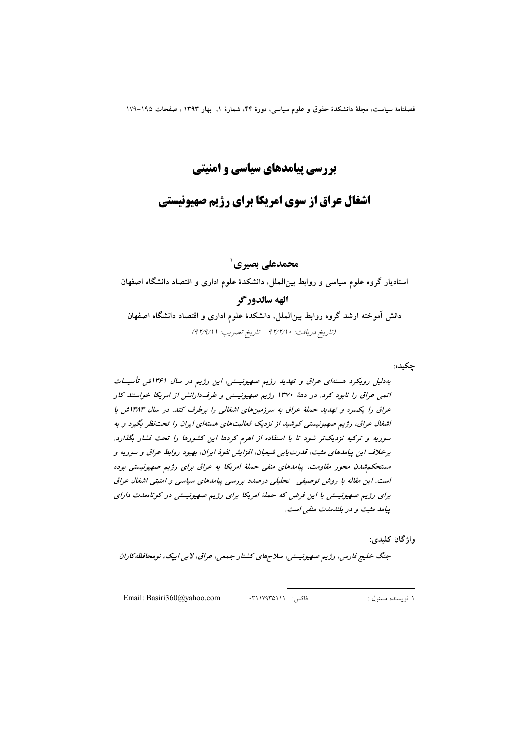# بررسی پیامدهای سیاسی و امنیتی

# اشغال عراق از سوی امریکا برای رژیم صهیونیستی

**محمدعلی بصیری**[1]

**استادیار گروه علوم سیاسی و روابط بین‌الملل، دانشکدهٔ علوم اداری و اقتصاد دانشگاه اصفهان**

**الهه سالدورگر**

**دانش آموخته ارشد گروه روابط بین‌الملل، دانشکدهٔ علوم اداری و اقتصاد دانشگاه اصفهان**

*(تاریخ دریافت: ۹۲/۲/۱۰ تاریخ تصویب: ۹۲/۹/۱۱)*

**چکیده:**

*به‌دلیل رویکرد هسته‌ای عراق و تهدید رژیم صهیونیستی، این رژیم در سال ۱۳۶۱ش تأسیسات اتمی عراق را نابود کرد. در دههٔ ۱۳۷۰ رژیم صهیونیستی و طرف‌دارانش از امریکا خواستند کار عراق را یکسره و تهدید حملهٔ عراق به سرزمین‌های اشغالی را برطرف کند. در سال ۱۳۸۳ش با اشغال عراق، رژیم صهیونیستی کوشید از نزدیک فعالیت‌های هسته‌ای ایران را تحت‌نظر بگیرد و به سوریه و ترکیه نزدیک‌تر شود تا با استفاده از اهرم کردها این کشورها را تحت فشار بگذارد. برخلاف این پیامدهای مثبت، قدرت‌یابی شیعیان، افزایش نفوذ ایران، بهبود روابط عراق و سوریه و مستحکم‌شدن محور مقاومت، پیامدهای منفی حملهٔ امریکا به عراق برای رژیم صهیونیستی بوده است. این مقاله با روش توصیفی- تحلیلی درصدد بررسی پیامدهای سیاسی و امنیتی اشغال عراق برای رژیم صهیونیستی با این فرض که حملهٔ امریکا برای رژیم صهیونیستی در کوتاه‌مدت دارای پیامد مثبت و در بلندمدت منفی است.*

**واژگان کلیدی:**

*جنگ خلیج فارس، رژیم صهیونیستی، سلاح‌های کشتار جمعی، عراق، لابی ایپک، نومحافظه‌کاران*

---

۱. نویسنده مسئول : فاکس: ۰۳۱۱۷۹۳۵۱۱۱ Email: Basiri360@yahoo.com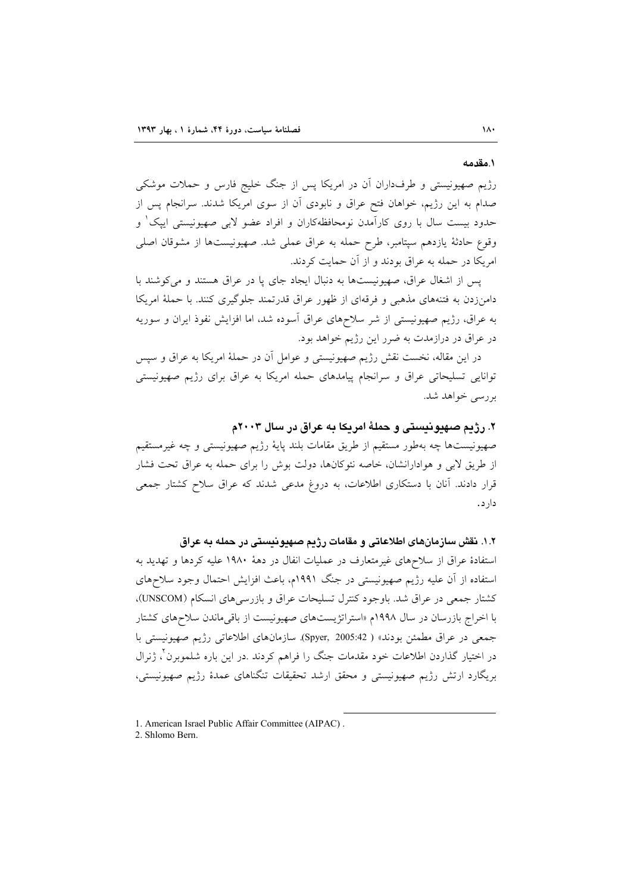## ۱.مقدمه

رژیم صهیونیستی و طرف‌داران آن در امریکا پس از جنگ خلیج فارس و حملات موشکی صدام به این رژیم، خواهان فتح عراق و نابودی آن از سوی امریکا شدند. سرانجام پس از حدود بیست سال با روی کارآمدن نومحافظه‌کاران و افراد عضو لابی صهیونیستی ایپک[1] و وقوع حادثهٔ یازدهم سپتامبر، طرح حمله به عراق عملی شد. صهیونیست‌ها از مشوقان اصلی امریکا در حمله به عراق بودند و از آن حمایت کردند.

پس از اشغال عراق، صهیونیست‌ها به دنبال ایجاد جای پا در عراق هستند و می‌کوشند با دامن‌زدن به فتنه‌های مذهبی و فرقه‌ای از ظهور عراق قدرتمند جلوگیری کنند. با حملهٔ امریکا به عراق، رژیم صهیونیستی از شر سلاح‌های عراق آسوده شد، اما افزایش نفوذ ایران و سوریه در عراق در درازمدت به ضرر این رژیم خواهد بود.

در این مقاله، نخست نقش رژیم صهیونیستی و عوامل آن در حملهٔ امریکا به عراق و سپس توانایی تسلیحاتی عراق و سرانجام پیامدهای حمله امریکا به عراق برای رژیم صهیونیستی بررسی خواهد شد.

## ۲. رژیم صهیونیستی و حملهٔ امریکا به عراق در سال ۲۰۰۳م

صهیونیست‌ها چه به‌طور مستقیم از طریق مقامات بلند پایهٔ رژیم صهیونیستی و چه غیرمستقیم از طریق لابی و هوادارانشان، خاصه نئوکان‌ها، دولت بوش را برای حمله به عراق تحت فشار قرار دادند. آنان با دستکاری اطلاعات، به دروغ مدعی شدند که عراق سلاح کشتار جمعی دارد.

### ۱.۲. نقش سازمان‌های اطلاعاتی و مقامات رژیم صهیونیستی در حمله به عراق

استفادهٔ عراق از سلاح‌های غیرمتعارف در عملیات انفال در دههٔ ۱۹۸۰ علیه کردها و تهدید به استفاده از آن علیه رژیم صهیونیستی در جنگ ۱۹۹۱م، باعث افزایش احتمال وجود سلاح‌های کشتار جمعی در عراق شد. باوجود کنترل تسلیحات عراق و بازرسی‌های انسکام (UNSCOM)، با اخراج بازرسان در سال ۱۹۹۸م «استراتژیست‌های صهیونیست از باقی‌ماندن سلاح‌های کشتار جمعی در عراق مطمئن بودند» (Spyer, 2005:42). سازمان‌های اطلاعاتی رژیم صهیونیستی با در اختیار گذاردن اطلاعات خود مقدمات جنگ را فراهم کردند .در این باره شلموبرن[2]، ژنرال بریگارد ارتش رژیم صهیونیستی و محقق ارشد تحقیقات تنگناهای عمدهٔ رژیم صهیونیستی،

---

1. American Israel Public Affair Committee (AIPAC) .
2. Shlomo Bern.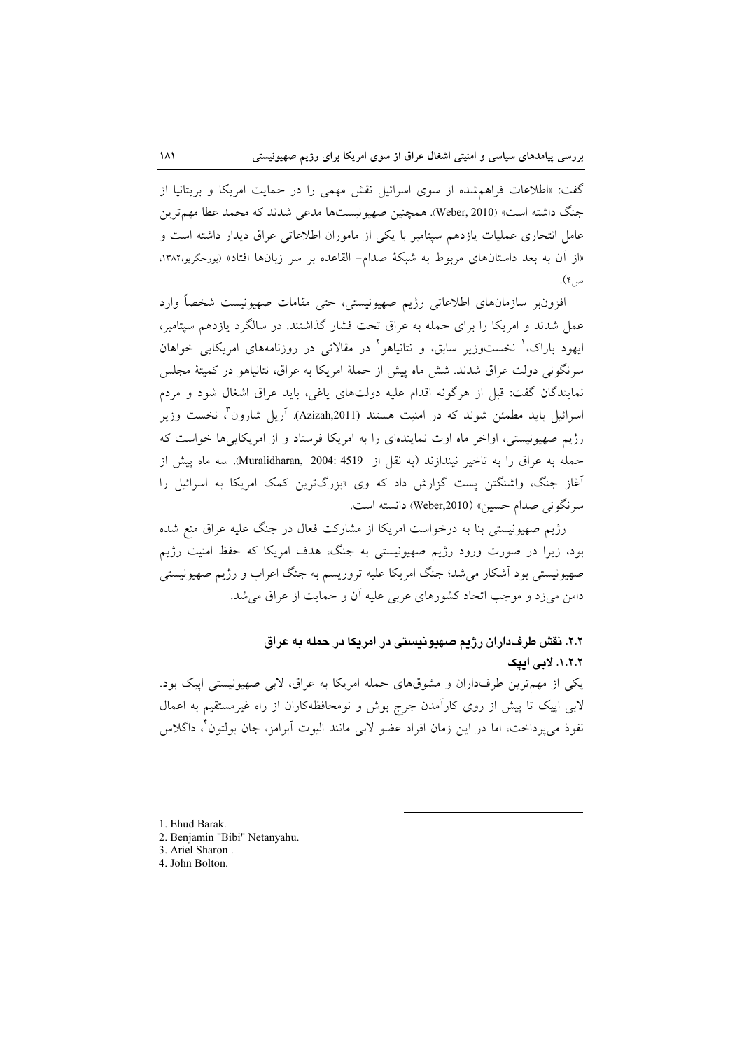گفت: «اطلاعات فراهم‌شده از سوی اسرائیل نقش مهمی را در حمایت امریکا و بریتانیا از جنگ داشته است» (Weber, 2010). همچنین صهیونیست‌ها مدعی شدند که محمد عطا مهم‌ترین عامل انتحاری عملیات یازدهم سپتامبر با یکی از ماموران اطلاعاتی عراق دیدار داشته است و «از آن به بعد داستان‌های مربوط به شبکهٔ صدام- القاعده بر سر زبان‌ها افتاد» (پورجگریو،۱۳۸۲، ص۴).

افزون‌بر سازمان‌های اطلاعاتی رژیم صهیونیستی، حتی مقامات صهیونیست شخصاً وارد عمل شدند و امریکا را برای حمله به عراق تحت فشار گذاشتند. در سالگرد یازدهم سپتامبر، ایهود باراک،[1] نخست‌وزیر سابق، و نتانیاهو[2] در مقالاتی در روزنامه‌های امریکایی خواهان سرنگونی دولت عراق شدند. شش ماه پیش از حملهٔ امریکا به عراق، نتانیاهو در کمیتهٔ مجلس نمایندگان گفت: قبل از هرگونه اقدام علیه دولت‌های یاغی، باید عراق اشغال شود و مردم اسرائیل باید مطمئن شوند که در امنیت هستند (Azizah,2011). آریل شارون[3]، نخست وزیر رژیم صهیونیستی، اواخر ماه اوت نماینده‌ای را به امریکا فرستاد و از امریکایی‌ها خواست که حمله به عراق را به تاخیر نیندازند (به نقل از Muralidharan, 2004: 4519). سه ماه پیش از آغاز جنگ، واشنگتن پست گزارش داد که وی «بزرگ‌ترین کمک امریکا به اسرائیل را سرنگونی صدام حسین» (Weber,2010) دانسته است.

رژیم صهیونیستی بنا به درخواست امریکا از مشارکت فعال در جنگ علیه عراق منع شده بود، زیرا در صورت ورود رژیم صهیونیستی به جنگ، هدف امریکا که حفظ امنیت رژیم صهیونیستی بود آشکار می‌شد؛ جنگ امریکا علیه تروریسم به جنگ اعراب و رژیم صهیونیستی دامن می‌زد و موجب اتحاد کشورهای عربی علیه آن و حمایت از عراق می‌شد.

### ۲.۲. نقش طرفداران رژیم صهیونیستی در امریکا در حمله به عراق

#### ۱.۲.۲. لابی ایپک

یکی از مهم‌ترین طرفداران و مشوق‌های حمله امریکا به عراق، لابی صهیونیستی ایپک بود. لابی ایپک تا پیش از روی کارآمدن جرج بوش و نومحافظه‌کاران از راه غیرمستقیم به اعمال نفوذ می‌پرداخت، اما در این زمان افراد عضو لابی مانند الیوت آبرامز، جان بولتون[4]، داگلاس

---

1. Ehud Barak.
2. Benjamin "Bibi" Netanyahu.
3. Ariel Sharon .
4. John Bolton.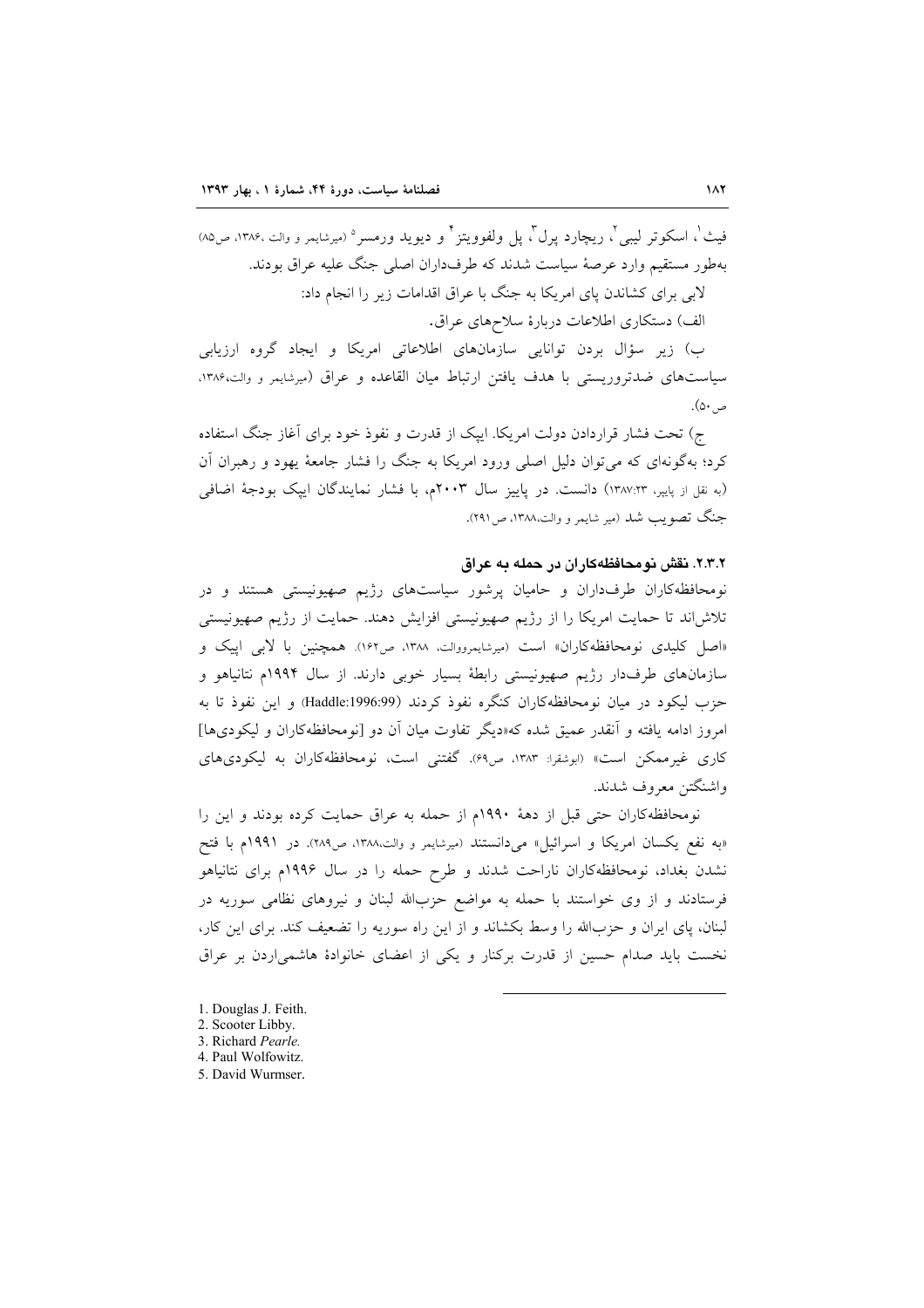فیث[1]، اسکوتر لیبی[2]، ریچارد پرل[3]، پل ولفوویتز[4] و دیوید ورمسر[5] (میرشایمر و والت ،۱۳۸۶، ص۸۵) به‌طور مستقیم وارد عرصهٔ سیاست شدند که طرف‌داران اصلی جنگ علیه عراق بودند.

لابی برای کشاندن پای امریکا به جنگ با عراق اقدامات زیر را انجام داد:

الف) دستکاری اطلاعات دربارهٔ سلاح‌های عراق.

ب) زیر سؤال بردن توانایی سازمان‌های اطلاعاتی امریکا و ایجاد گروه ارزیابی سیاست‌های ضدتروریستی با هدف یافتن ارتباط میان القاعده و عراق (میرشایمر و والت،۱۳۸۶، ص۵۰).

ج) تحت فشار قراردادن دولت امریکا. ایپک از قدرت و نفوذ خود برای آغاز جنگ استفاده کرد؛ به‌گونه‌ای که می‌توان دلیل اصلی ورود امریکا به جنگ را فشار جامعهٔ یهود و رهبران آن (به نقل از پایپر، ۱۳۸۷:۲۳) دانست. در پاییز سال ۲۰۰۳م، با فشار نمایندگان ایپک بودجهٔ اضافی جنگ تصویب شد (میر شایمر و والت،۱۳۸۸، ص۲۹۱).

### ۲.۳.۲. نقش نومحافظه‌کاران در حمله به عراق

نومحافظه‌کاران طرف‌داران و حامیان پرشور سیاست‌های رژیم صهیونیستی هستند و در تلاش‌اند تا حمایت امریکا را از رژیم صهیونیستی افزایش دهند. حمایت از رژیم صهیونیستی «اصل کلیدی نومحافظه‌کاران» است (میرشایمروالت، ۱۳۸۸، ص۱۶۲). همچنین با لابی ایپک و سازمان‌های طرف‌دار رژیم صهیونیستی رابطهٔ بسیار خوبی دارند. از سال ۱۹۹۴م نتانیاهو و حزب لیکود در میان نومحافظه‌کاران کنگره نفوذ کردند (Haddle:1996:99) و این نفوذ تا به امروز ادامه یافته و آنقدر عمیق شده که«دیگر تفاوت میان آن دو [نومحافظه‌کاران و لیکودی‌ها] کاری غیرممکن است» (ابوشقرا: ۱۳۸۳، ص۶۹). گفتنی است، نومحافظه‌کاران به لیکودی‌های واشنگتن معروف شدند.

نومحافظه‌کاران حتی قبل از دههٔ ۱۹۹۰م از حمله به عراق حمایت کرده بودند و این را «به نفع یکسان امریکا و اسرائیل» می‌دانستند (میرشایمر و والت،۱۳۸۸، ص۲۸۹). در ۱۹۹۱م با فتح نشدن بغداد، نومحافظه‌کاران ناراحت شدند و طرح حمله را در سال ۱۹۹۶م برای نتانیاهو فرستادند و از وی خواستند با حمله به مواضع حزب‌الله لبنان و نیروهای نظامی سوریه در لبنان، پای ایران و حزب‌الله را وسط بکشاند و از این راه سوریه را تضعیف کند. برای این کار، نخست باید صدام حسین از قدرت برکنار و یکی از اعضای خانوادهٔ هاشمی‌اردن بر عراق

---

1. Douglas J. Feith.
2. Scooter Libby.
3. Richard *Pearle.*
4. Paul Wolfowitz.
5. David Wurmser.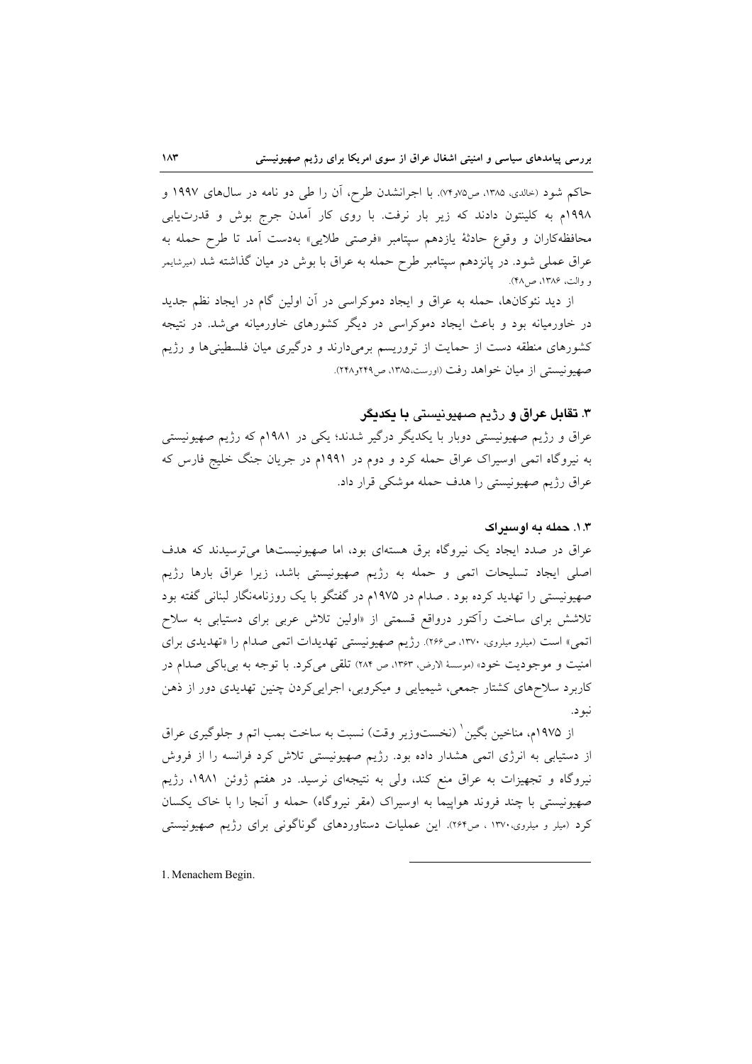حاکم شود (خالدی، ۱۳۸۵، ص۷۵و۷۴). با اجرانشدن طرح، آن را طی دو نامه در سال‌های ۱۹۹۷ و ۱۹۹۸م به کلینتون دادند که زیر بار نرفت. با روی کار آمدن جرج بوش و قدرت‌یابی محافظه‌کاران و وقوع حادثهٔ یازدهم سپتامبر «فرصتی طلایی» به‌دست آمد تا طرح حمله به عراق عملی شود. در پانزدهم سپتامبر طرح حمله به عراق با بوش در میان گذاشته شد (میرشایمر و والت، ۱۳۸۶، ص۴۸).

از دید نئوکان‌ها، حمله به عراق و ایجاد دموکراسی در آن اولین گام در ایجاد نظم جدید در خاورمیانه بود و باعث ایجاد دموکراسی در دیگر کشورهای خاورمیانه می‌شد. در نتیجه کشورهای منطقه دست از حمایت از تروریسم برمی‌دارند و درگیری میان فلسطینی‌ها و رژیم صهیونیستی از میان خواهد رفت (اورست،۱۳۸۵، ص۲۴۹و۲۴۸).

## ۳. تقابل عراق و رژیم صهیونیستی با یکدیگر

عراق و رژیم صهیونیستی دوبار با یکدیگر درگیر شدند؛ یکی در ۱۹۸۱م که رژیم صهیونیستی به نیروگاه اتمی اوسیراک عراق حمله کرد و دوم در ۱۹۹۱م در جریان جنگ خلیج فارس که عراق رژیم صهیونیستی را هدف حمله موشکی قرار داد.

### ۱.۳. حمله به اوسیراک

عراق در صدد ایجاد یک نیروگاه برق هسته‌ای بود، اما صهیونیست‌ها می‌ترسیدند که هدف اصلی ایجاد تسلیحات اتمی و حمله به رژیم صهیونیستی باشد، زیرا عراق بارها رژیم صهیونیستی را تهدید کرده بود . صدام در ۱۹۷۵م در گفتگو با یک روزنامه‌نگار لبنانی گفته بود تلاشش برای ساخت رآکتور درواقع قسمتی از «اولین تلاش عربی برای دستیابی به سلاح اتمی» است (میلرو میلروی، ۱۳۷۰، ص۲۶۶). رژیم صهیونیستی تهدیدات اتمی صدام را «تهدیدی برای امنیت و موجودیت خود» (موسسهٔ الارض، ۱۳۶۳، ص ۲۸۴) تلقی می‌کرد. با توجه به بی‌باکی صدام در کاربرد سلاح‌های کشتار جمعی، شیمیایی و میکروبی، اجرایی‌کردن چنین تهدیدی دور از ذهن نبود.

از ۱۹۷۵م، مناخین بگین[1] (نخست‌وزیر وقت) نسبت به ساخت بمب اتم و جلوگیری عراق از دستیابی به انرژی اتمی هشدار داده بود. رژیم صهیونیستی تلاش کرد فرانسه را از فروش نیروگاه و تجهیزات به عراق منع کند، ولی به نتیجه‌ای نرسید. در هفتم ژوئن ۱۹۸۱، رژیم صهیونیستی با چند فروند هواپیما به اوسیراک (مقر نیروگاه) حمله و آنجا را با خاک یکسان کرد (میلر و میلروی،۱۳۷۰ ، ص۲۶۴). این عملیات دستاوردهای گوناگونی برای رژیم صهیونیستی

---

1. Menachem Begin.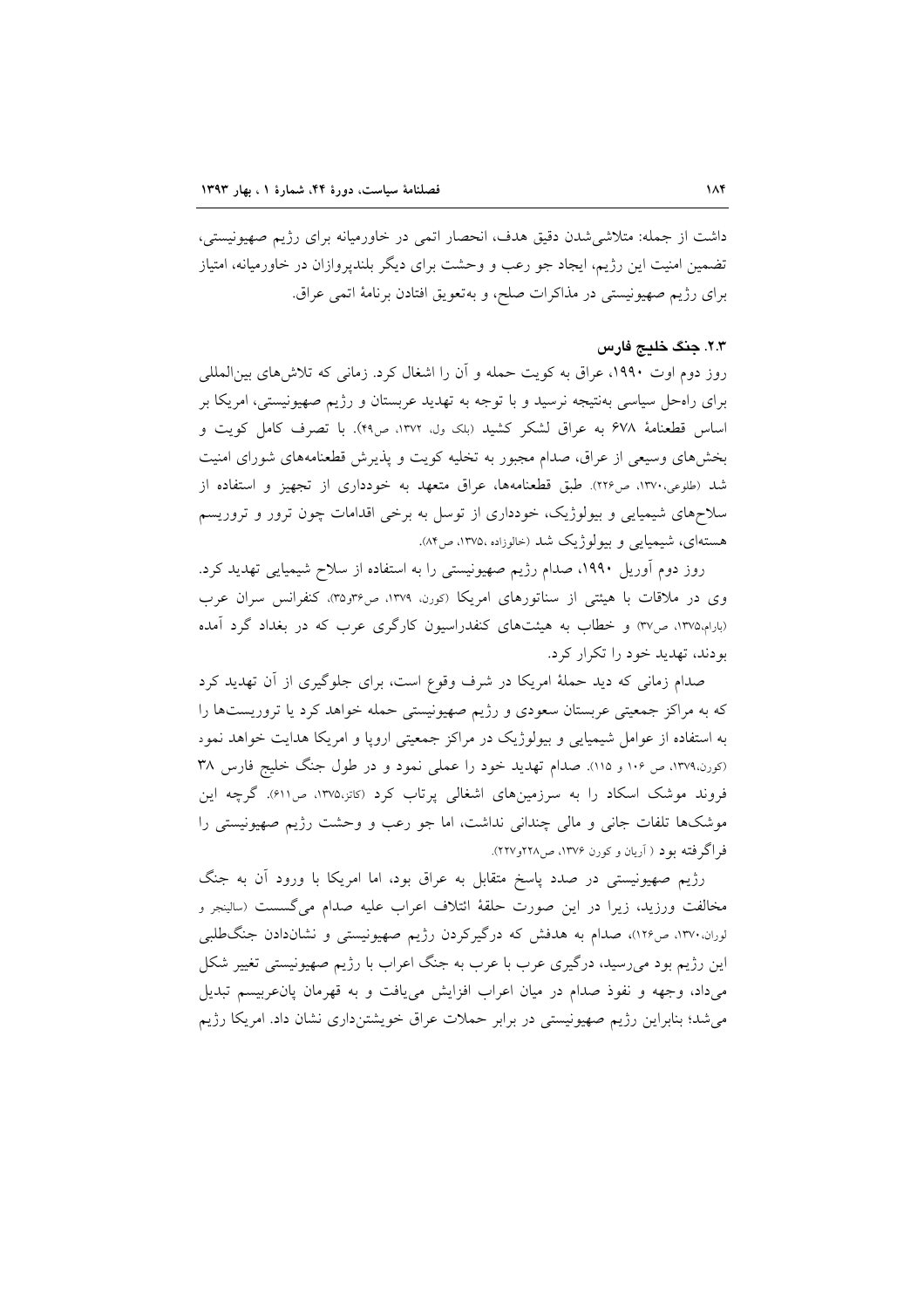داشت از جمله: متلاشی‌شدن دقیق هدف، انحصار اتمی در خاورمیانه برای رژیم صهیونیستی، تضمین امنیت این رژیم، ایجاد جو رعب و وحشت برای دیگر بلندپروازان در خاورمیانه، امتیاز برای رژیم صهیونیستی در مذاکرات صلح، و به‌تعویق افتادن برنامهٔ اتمی عراق.

### ۲.۳. جنگ خلیج فارس

روز دوم اوت ۱۹۹۰، عراق به کویت حمله و آن را اشغال کرد. زمانی که تلاش‌های بین‌المللی برای راه‌حل سیاسی به‌نتیجه نرسید و با توجه به تهدید عربستان و رژیم صهیونیستی، امریکا بر اساس قطعنامهٔ ۶۷۸ به عراق لشکر کشید (بلک ول، ۱۳۷۲، ص۴۹). با تصرف کامل کویت و بخش‌های وسیعی از عراق، صدام مجبور به تخلیه کویت و پذیرش قطعنامه‌های شورای امنیت شد (طلوعی،۱۳۷۰، ص۲۲۶). طبق قطعنامه‌ها، عراق متعهد به خودداری از تجهیز و استفاده از سلاح‌های شیمیایی و بیولوژیک، خودداری از توسل به برخی اقدامات چون ترور و تروریسم هسته‌ای، شیمیایی و بیولوژیک شد (خالوزاده ،۱۳۷۵، ص۸۴).

روز دوم آوریل ۱۹۹۰، صدام رژیم صهیونیستی را به استفاده از سلاح شیمیایی تهدید کرد. وی در ملاقات با هیئتی از سناتورهای امریکا (کورن، ۱۳۷۹، ص۳۶و۳۵)، کنفرانس سران عرب (بارام،۱۳۷۵، ص۳۷) و خطاب به هیئت‌های کنفدراسیون کارگری عرب که در بغداد گرد آمده بودند، تهدید خود را تکرار کرد.

صدام زمانی که دید حملهٔ امریکا در شرف وقوع است، برای جلوگیری از آن تهدید کرد که به مراکز جمعیتی عربستان سعودی و رژیم صهیونیستی حمله خواهد کرد یا تروریست‌ها را به استفاده از عوامل شیمیایی و بیولوژیک در مراکز جمعیتی اروپا و امریکا هدایت خواهد نمود (کورن،۱۳۷۹، ص ۱۰۶ و ۱۱۵). صدام تهدید خود را عملی نمود و در طول جنگ خلیج فارس ۳۸ فروند موشک اسکاد را به سرزمین‌های اشغالی پرتاب کرد (کاتز،۱۳۷۵، ص۶۱۱). گرچه این موشک‌ها تلفات جانی و مالی چندانی نداشت، اما جو رعب و وحشت رژیم صهیونیستی را فراگرفته بود ( آریان و کورن ۱۳۷۶، ص۲۲۸و۲۲۷).

رژیم صهیونیستی در صدد پاسخ متقابل به عراق بود، اما امریکا با ورود آن به جنگ مخالفت ورزید، زیرا در این صورت حلقهٔ ائتلاف اعراب علیه صدام می‌گسست (سالینجر و لوران،۱۳۷۰، ص۱۲۶)، صدام به هدفش که درگیرکردن رژیم صهیونیستی و نشان‌دادن جنگ‌طلبی این رژیم بود می‌رسید، درگیری عرب با عرب به جنگ اعراب با رژیم صهیونیستی تغییر شکل می‌داد، وجهه و نفوذ صدام در میان اعراب افزایش می‌یافت و به قهرمان پان‌عربیسم تبدیل می‌شد؛ بنابراین رژیم صهیونیستی در برابر حملات عراق خویشتن‌داری نشان داد. امریکا رژیم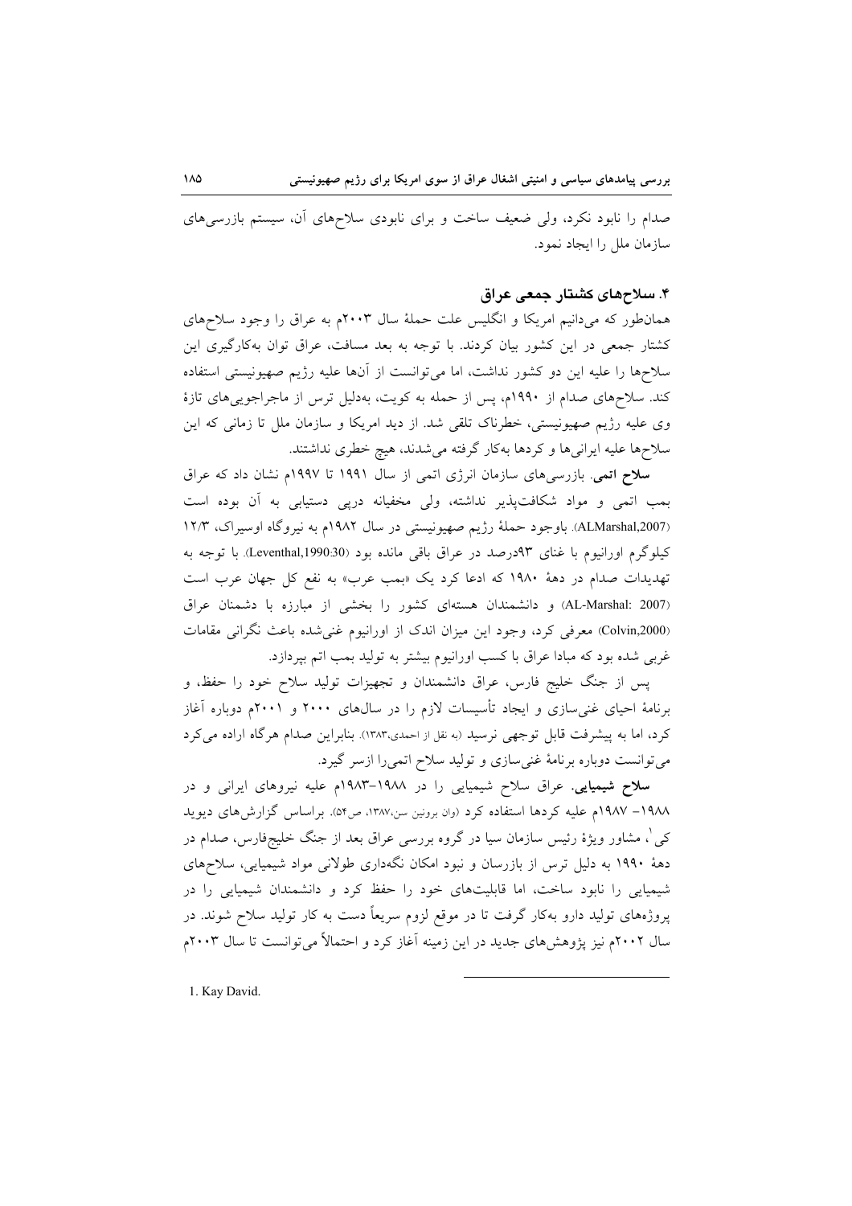صدام را نابود نکرد، ولی ضعیف ساخت و برای نابودی سلاح‌های آن، سیستم بازرسی‌های سازمان ملل را ایجاد نمود.

### ۴. سلاح‌های کشتار جمعی عراق

همان‌طور که می‌دانیم امریکا و انگلیس علت حملهٔ سال ۲۰۰۳م به عراق را وجود سلاح‌های کشتار جمعی در این کشور بیان کردند. با توجه به بعد مسافت، عراق توان به‌کارگیری این سلاح‌ها را علیه این دو کشور نداشت، اما می‌توانست از آن‌ها علیه رژیم صهیونیستی استفاده کند. سلاح‌های صدام از ۱۹۹۰م، پس از حمله به کویت، به‌دلیل ترس از ماجراجویی‌های تازهٔ وی علیه رژیم صهیونیستی، خطرناک تلقی شد. از دید امریکا و سازمان ملل تا زمانی که این سلاح‌ها علیه ایرانی‌ها و کردها به‌کار گرفته می‌شدند، هیچ خطری نداشتند.

**سلاح اتمی**. بازرسی‌های سازمان انرژی اتمی از سال ۱۹۹۱ تا ۱۹۹۷م نشان داد که عراق بمب اتمی و مواد شکافت‌پذیر نداشته، ولی مخفیانه درپی دستیابی به آن بوده است (ALMarshal,2007). باوجود حملهٔ رژیم صهیونیستی در سال ۱۹۸۲م به نیروگاه اوسیراک، ۱۲/۳ کیلوگرم اورانیوم با غنای ۹۳درصد در عراق باقی مانده بود (Leventhal,1990:30). با توجه به تهدیدات صدام در دهۀ ۱۹۸۰ که ادعا کرد یک «بمب عرب» به نفع کل جهان عرب است (AL-Marshal: 2007) و دانشمندان هسته‌ای کشور را بخشی از مبارزه با دشمنان عراق (Colvin,2000) معرفی کرد، وجود این میزان اندک از اورانیوم غنی‌شده باعث نگرانی مقامات غربی شده بود که مبادا عراق با کسب اورانیوم بیشتر به تولید بمب اتم بپردازد.

پس از جنگ خلیج فارس، عراق دانشمندان و تجهیزات تولید سلاح خود را حفظ، و برنامهٔ احیای غنی‌سازی و ایجاد تأسیسات لازم را در سال‌های ۲۰۰۰ و ۲۰۰۱م دوباره آغاز کرد، اما به پیشرفت قابل توجهی نرسید (به نقل از احمدی،۱۳۸۳). بنابراین صدام هرگاه اراده می‌کرد می‌توانست دوباره برنامهٔ غنی‌سازی و تولید سلاح اتمی‌را ازسر گیرد.

**سلاح شیمیایی**. عراق سلاح شیمیایی را در ۱۹۸۸-۱۹۸۳م علیه نیروهای ایرانی و در ۱۹۸۸- ۱۹۸۷م علیه کردها استفاده کرد (وان برونین سن،۱۳۸۷، ص۵۴). براساس گزارش‌های دیوید کی[1]، مشاور ویژهٔ رئیس سازمان سیا در گروه بررسی عراق بعد از جنگ خلیج‌فارس، صدام در دهۀ ۱۹۹۰ به دلیل ترس از بازرسان و نبود امکان نگه‌داری طولانی مواد شیمیایی، سلاح‌های شیمیایی را نابود ساخت، اما قابلیت‌های خود را حفظ کرد و دانشمندان شیمیایی را در پروژه‌های تولید دارو به‌کار گرفت تا در موقع لزوم سریعاً دست به کار تولید سلاح شوند. در سال ۲۰۰۲م نیز پژوهش‌های جدید در این زمینه آغاز کرد و احتمالاً می‌توانست تا سال ۲۰۰۳م

---

1. Kay David.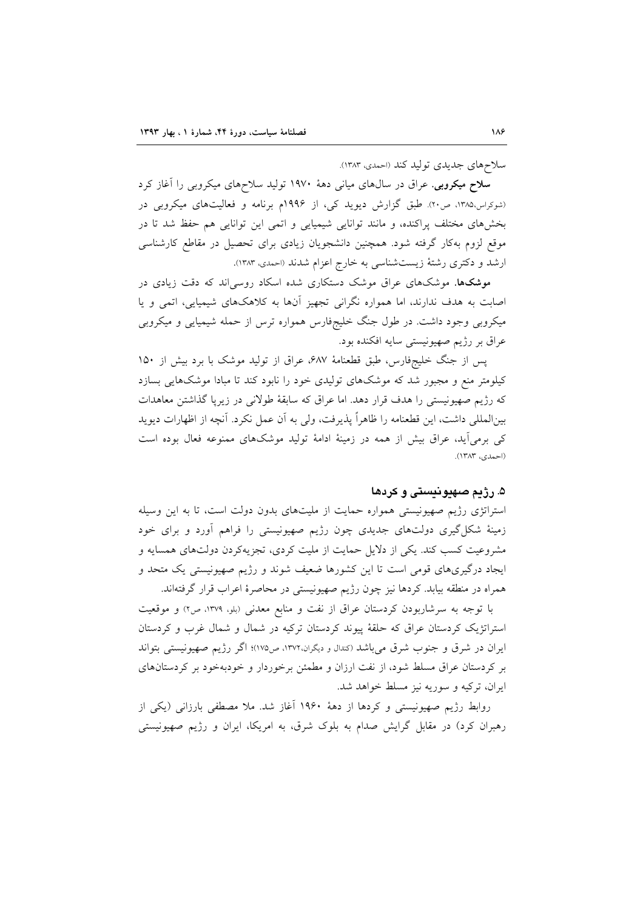سلاح‌های جدیدی تولید کند (احمدی، ۱۳۸۳).

**سلاح میکروبی**. عراق در سال‌های میانی دهۀ ۱۹۷۰ تولید سلاح‌های میکروبی را آغاز کرد (شوکراس،۱۳۸۵، ص۲۰). طبق گزارش دیوید کی، از ۱۹۹۶م برنامه و فعالیت‌های میکروبی در بخش‌های مختلف پراکنده، و مانند توانایی شیمیایی و اتمی این توانایی هم حفظ شد تا در موقع لزوم به‌کار گرفته شود. همچنین دانشجویان زیادی برای تحصیل در مقاطع کارشناسی ارشد و دکتری رشتۀ زیست‌شناسی به خارج اعزام شدند (احمدی، ۱۳۸۳).

**موشک‌ها**. موشک‌های عراق موشک دستکاری شده اسکاد روسی‌اند که دقت زیادی در اصابت به هدف ندارند، اما همواره نگرانی تجهیز آن‌ها به کلاهک‌های شیمیایی، اتمی و یا میکروبی وجود داشت. در طول جنگ خلیج‌فارس همواره ترس از حمله شیمیایی و میکروبی عراق بر رژیم صهیونیستی سایه افکنده بود.

پس از جنگ خلیج‌فارس، طبق قطعنامۀ ۶۸۷، عراق از تولید موشک با برد بیش از ۱۵۰ کیلومتر منع و مجبور شد که موشک‌های تولیدی خود را نابود کند تا مبادا موشک‌هایی بسازد که رژیم صهیونیستی را هدف قرار دهد. اما عراق که سابقۀ طولانی در زیرپا گذاشتن معاهدات بین‌المللی داشت، این قطعنامه را ظاهراً پذیرفت، ولی به آن عمل نکرد. آنچه از اظهارات دیوید کی برمی‌آید، عراق بیش از همه در زمینۀ ادامۀ تولید موشک‌های ممنوعه فعال بوده است (احمدی، ۱۳۸۳).

## ۵. رژیم صهیونیستی و کردها

استراتژی رژیم صهیونیستی همواره حمایت از ملیت‌های بدون دولت است، تا به این وسیله زمینۀ شکل‌گیری دولت‌های جدیدی چون رژیم صهیونیستی را فراهم آورد و برای خود مشروعیت کسب کند. یکی از دلایل حمایت از ملیت کردی، تجزیه‌کردن دولت‌های همسایه و ایجاد درگیری‌های قومی است تا این کشورها ضعیف شوند و رژیم صهیونیستی یک متحد و همراه در منطقه بیابد. کردها نیز چون رژیم صهیونیستی در محاصرۀ اعراب قرار گرفته‌اند.

با توجه به سرشاربودن کردستان عراق از نفت و منابع معدنی (بلو، ۱۳۷۹، ص۲) و موقعیت استراتژیک کردستان عراق که حلقۀ پیوند کردستان ترکیه در شمال و شمال غرب و کردستان ایران در شرق و جنوب شرق می‌باشد (کندال و دیگران،۱۳۷۲، ص۱۷۵)؛ اگر رژیم صهیونیستی بتواند بر کردستان عراق مسلط شود، از نفت ارزان و مطمئن برخوردار و خودبه‌خود بر کردستان‌های ایران، ترکیه و سوریه نیز مسلط خواهد شد.

روابط رژیم صهیونیستی و کردها از دهۀ ۱۹۶۰ آغاز شد. ملا مصطفی بارزانی (یکی از رهبران کرد) در مقابل گرایش صدام به بلوک شرق، به امریکا، ایران و رژیم صهیونیستی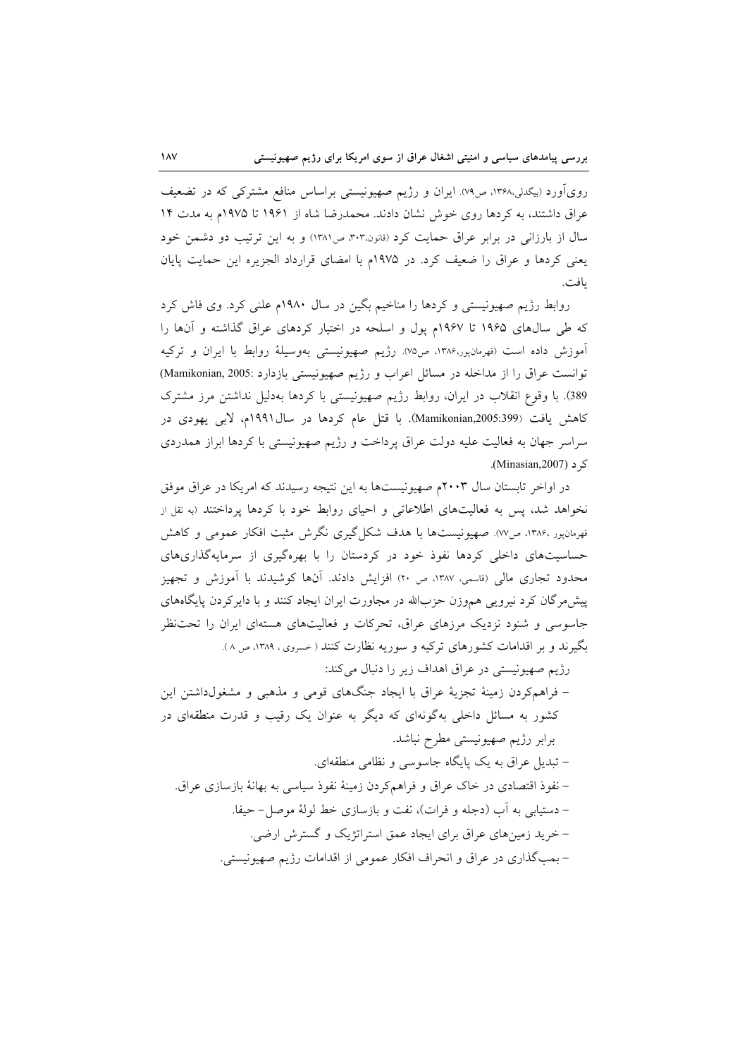روی‌آورد (بیگدلی،۱۳۶۸، ص۷۹). ایران و رژیم صهیونیستی براساس منافع مشترکی که در تضعیف عراق داشتند، به کردها روی خوش نشان دادند. محمدرضا شاه از ۱۹۶۱ تا ۱۹۷۵م به مدت ۱۴ سال از بارزانی در برابر عراق حمایت کرد (قانون،۳۰۳، ص۱۳۸۱) و به این ترتیب دو دشمن خود یعنی کردها و عراق را ضعیف کرد. در ۱۹۷۵م با امضای قرارداد الجزیره این حمایت پایان یافت.

روابط رژیم صهیونیستی و کردها را مناخیم بگین در سال ۱۹۸۰م علنی کرد. وی فاش کرد که طی سال‌های ۱۹۶۵ تا ۱۹۶۷م پول و اسلحه در اختیار کردهای عراق گذاشته و آن‌ها را آموزش داده است (قهرمان‌پور،۱۳۸۶، ص۷۵). رژیم صهیونیستی به‌وسیلهٔ روابط با ایران و ترکیه توانست عراق را از مداخله در مسائل اعراب و رژیم صهیونیستی بازدارد (Mamikonian, 2005: 389). با وقوع انقلاب در ایران، روابط رژیم صهیونیستی با کردها به‌دلیل نداشتن مرز مشترک کاهش یافت (Mamikonian,2005:399). با قتل عام کردها در سال ۱۹۹۱م، لابی یهودی در سراسر جهان به فعالیت علیه دولت عراق پرداخت و رژیم صهیونیستی با کردها ابراز همدردی کرد (Minasian,2007).

در اواخر تابستان سال ۲۰۰۳م صهیونیست‌ها به این نتیجه رسیدند که امریکا در عراق موفق نخواهد شد، پس به فعالیت‌های اطلاعاتی و احیای روابط خود با کردها پرداختند (به نقل از قهرمان‌پور ،۱۳۸۶، ص۷۷). صهیونیست‌ها با هدف شکل‌گیری نگرش مثبت افکار عمومی و کاهش حساسیت‌های داخلی کردها نفوذ خود در کردستان را با بهره‌گیری از سرمایه‌گذاری‌های محدود تجاری مالی (قاسمی، ۱۳۸۷، ص ۲۰) افزایش دادند. آن‌ها کوشیدند با آموزش و تجهیز پیش‌مرگان کرد نیرویی هم‌وزن حزب‌الله در مجاورت ایران ایجاد کنند و با دایرکردن پایگاه‌های جاسوسی و شنود نزدیک مرزهای عراق، تحرکات و فعالیت‌های هسته‌ای ایران را تحت‌نظر بگیرند و بر اقدامات کشورهای ترکیه و سوریه نظارت کنند ( خسروی ، ۱۳۸۹، ص ۸ ).

رژیم صهیونیستی در عراق اهداف زیر را دنبال می‌کند:

- فراهم‌کردن زمینهٔ تجزیهٔ عراق با ایجاد جنگ‌های قومی و مذهبی و مشغول‌داشتن این کشور به مسائل داخلی به‌گونه‌ای که دیگر به عنوان یک رقیب و قدرت منطقه‌ای در برابر رژیم صهیونیستی مطرح نباشد.
- تبدیل عراق به یک پایگاه جاسوسی و نظامی منطقه‌ای.
- نفوذ اقتصادی در خاک عراق و فراهم‌کردن زمینهٔ نفوذ سیاسی به بهانهٔ بازسازی عراق.
- دستیابی به آب (دجله و فرات)، نفت و بازسازی خط لولهٔ موصل- حیفا.
- خرید زمین‌های عراق برای ایجاد عمق استراتژیک و گسترش ارضی.
- بمب‌گذاری در عراق و انحراف افکار عمومی از اقدامات رژیم صهیونیستی.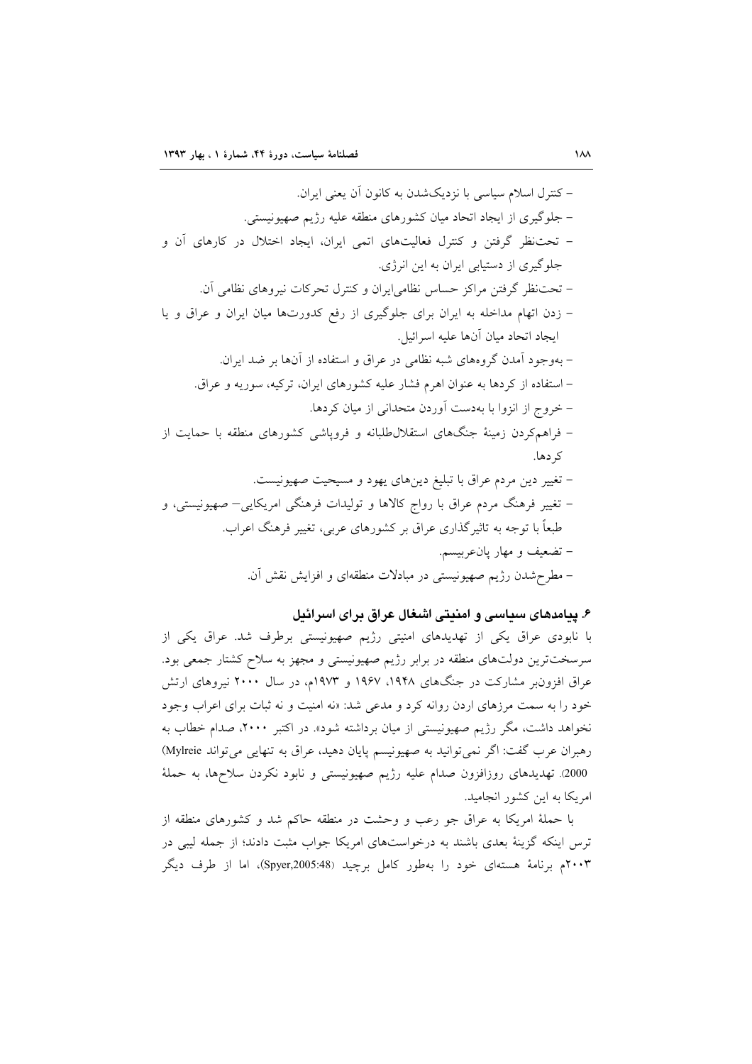- کنترل اسلام سیاسی با نزدیک‌شدن به کانون آن یعنی ایران.
- جلوگیری از ایجاد اتحاد میان کشورهای منطقه علیه رژیم صهیونیستی.
- تحت‌نظر گرفتن و کنترل فعالیت‌های اتمی ایران، ایجاد اختلال در کارهای آن و جلوگیری از دستیابی ایران به این انرژی.
- تحت‌نظر گرفتن مراکز حساس نظامی‌ایران و کنترل تحرکات نیروهای نظامی آن.
- زدن اتهام مداخله به ایران برای جلوگیری از رفع کدورت‌ها میان ایران و عراق و یا ایجاد اتحاد میان آن‌ها علیه اسرائیل.
- به‌وجود آمدن گروه‌های شبه نظامی در عراق و استفاده از آن‌ها بر ضد ایران.
- استفاده از کردها به عنوان اهرم فشار علیه کشورهای ایران، ترکیه، سوریه و عراق.
- خروج از انزوا با به‌دست آوردن متحدانی از میان کردها.
- فراهم‌کردن زمینهٔ جنگ‌های استقلال‌طلبانه و فروپاشی کشورهای منطقه با حمایت از کردها.
- تغییر دین مردم عراق با تبلیغ دین‌های یهود و مسیحیت صهیونیست.
- تغییر فرهنگ مردم عراق با رواج کالاها و تولیدات فرهنگی امریکایی– صهیونیستی، و طبعاً با توجه به تاثیرگذاری عراق بر کشورهای عربی، تغییر فرهنگ اعراب.
- تضعیف و مهار پان‌عربیسم.
- مطرح‌شدن رژیم صهیونیستی در مبادلات منطقه‌ای و افزایش نقش آن.

## ۶. پیامدهای سیاسی و امنیتی اشغال عراق برای اسرائیل

با نابودی عراق یکی از تهدیدهای امنیتی رژیم صهیونیستی برطرف شد. عراق یکی از سرسخت‌ترین دولت‌های منطقه در برابر رژیم صهیونیستی و مجهز به سلاح کشتار جمعی بود. عراق افزون‌بر مشارکت در جنگ‌های ۱۹۴۸، ۱۹۶۷ و ۱۹۷۳م، در سال ۲۰۰۰ نیروهای ارتش خود را به سمت مرزهای اردن روانه کرد و مدعی شد: «نه امنیت و نه ثبات برای اعراب وجود نخواهد داشت، مگر رژیم صهیونیستی از میان برداشته شود». در اکتبر ۲۰۰۰، صدام خطاب به رهبران عرب گفت: اگر نمی‌توانید به صهیونیسم پایان دهید، عراق به تنهایی می‌تواند (Mylreie 2000). تهدیدهای روزافزون صدام علیه رژیم صهیونیستی و نابود نکردن سلاح‌ها، به حملهٔ امریکا به این کشور انجامید.

با حملهٔ امریکا به عراق جو رعب و وحشت در منطقه حاکم شد و کشورهای منطقه از ترس اینکه گزینهٔ بعدی باشند به درخواست‌های امریکا جواب مثبت دادند؛ از جمله لیبی در ۲۰۰۳م برنامهٔ هسته‌ای خود را به‌طور کامل برچید (Spyer,2005:48)، اما از طرف دیگر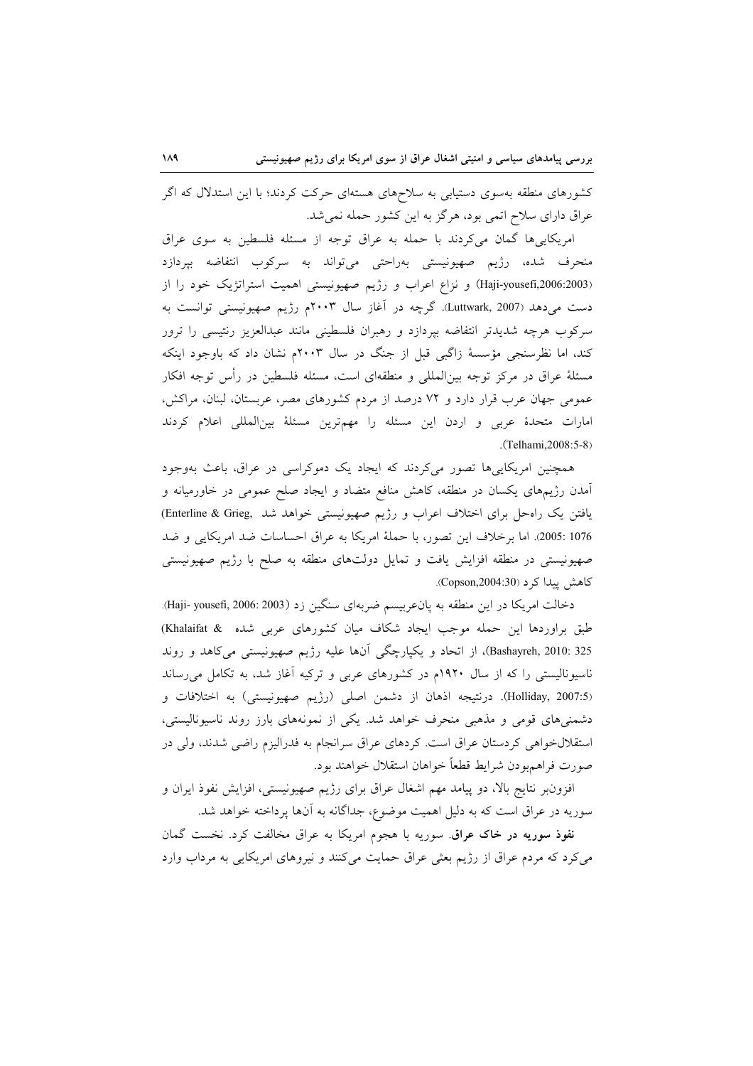کشورهای منطقه به‌سوی دستیابی به سلاح‌های هسته‌ای حرکت کردند؛ با این استدلال که اگر عراق دارای سلاح اتمی بود، هرگز به این کشور حمله نمی‌شد.

امریکایی‌ها گمان می‌کردند با حمله به عراق توجه از مسئله فلسطین به سوی عراق منحرف شده، رژیم صهیونیستی به‌راحتی می‌تواند به سرکوب انتفاضه بپردازد (Haji-yousefi,2006:2003) و نزاع اعراب و رژیم صهیونیستی اهمیت استراتژیک خود را از دست می‌دهد (Luttwark, 2007). گرچه در آغاز سال ۲۰۰۳م رژیم صهیونیستی توانست به سرکوب هرچه شدیدتر انتفاضه بپردازد و رهبران فلسطینی مانند عبدالعزیز رنتیسی را ترور کند، اما نظرسنجی مؤسسهٔ زاگبی قبل از جنگ در سال ۲۰۰۳م نشان داد که باوجود اینکه مسئلهٔ عراق در مرکز توجه بین‌المللی و منطقه‌ای است، مسئله فلسطین در رأس توجه افکار عمومی جهان عرب قرار دارد و ۷۲ درصد از مردم کشورهای مصر، عربستان، لبنان، مراکش، امارات متحدهٔ عربی و اردن این مسئله را مهم‌ترین مسئلهٔ بین‌المللی اعلام کردند (Telhami,2008:5-8).

همچنین امریکایی‌ها تصور می‌کردند که ایجاد یک دموکراسی در عراق، باعث به‌وجود آمدن رژیم‌های یکسان در منطقه، کاهش منافع متضاد و ایجاد صلح عمومی در خاورمیانه و یافتن یک راه‌حل برای اختلاف اعراب و رژیم صهیونیستی خواهد شد (Enterline & Grieg, 2005: 1076). اما برخلاف این تصور، با حملهٔ امریکا به عراق احساسات ضد امریکایی و ضد صهیونیستی در منطقه افزایش یافت و تمایل دولت‌های منطقه به صلح با رژیم صهیونیستی کاهش پیدا کرد (Copson,2004:30).

دخالت امریکا در این منطقه به پان‌عربیسم ضربه‌ای سنگین زد (Haji- yousefi, 2006: 2003). طبق برآوردها این حمله موجب ایجاد شکاف میان کشورهای عربی شده (Khalaifat & Bashayreh, 2010: 325)، از اتحاد و یکپارچگی آن‌ها علیه رژیم صهیونیستی می‌کاهد و روند ناسیونالیستی را که از سال ۱۹۲۰م در کشورهای عربی و ترکیه آغاز شد، به تکامل می‌رساند (Holliday, 2007:5). درنتیجه اذهان از دشمن اصلی (رژیم صهیونیستی) به اختلافات و دشمنی‌های قومی و مذهبی منحرف خواهد شد. یکی از نمونه‌های بارز روند ناسیونالیستی، استقلال‌خواهی کردستان عراق است. کردهای عراق سرانجام به فدرالیزم راضی شدند، ولی در صورت فراهم‌بودن شرایط قطعاً خواهان استقلال خواهند بود.

افزون‌بر نتایج بالا، دو پیامد مهم اشغال عراق برای رژیم صهیونیستی، افزایش نفوذ ایران و سوریه در عراق است که به دلیل اهمیت موضوع، جداگانه به آن‌ها پرداخته خواهد شد.

**نفوذ سوریه در خاک عراق.** سوریه با هجوم امریکا به عراق مخالفت کرد. نخست گمان می‌کرد که مردم عراق از رژیم بعثی عراق حمایت می‌کنند و نیروهای امریکایی به مرداب وارد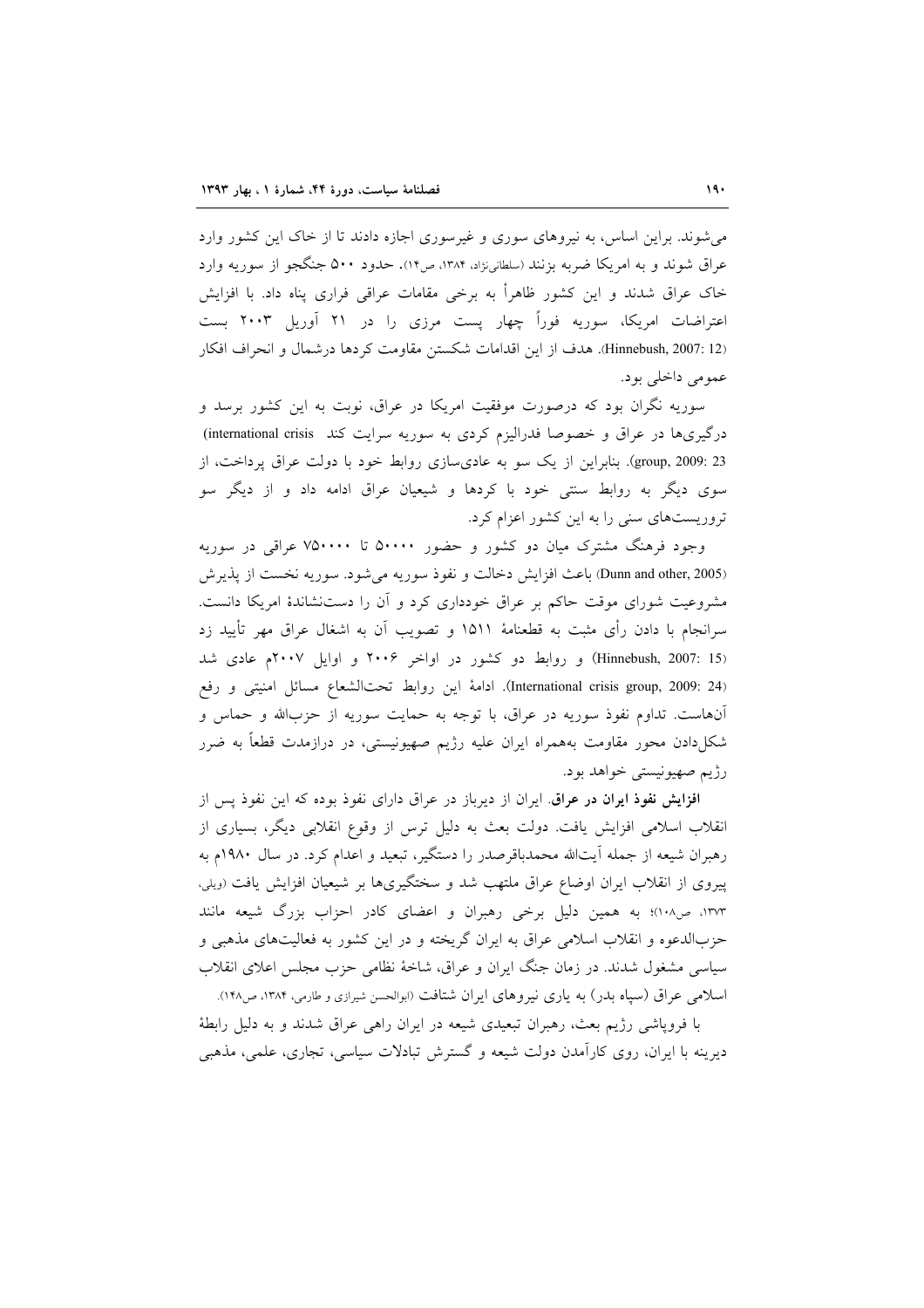می‌شوند. براین اساس، به نیروهای سوری و غیرسوری اجازه دادند تا از خاک این کشور وارد عراق شوند و به امریکا ضربه بزنند (سلطانی‌نژاد، ۱۳۸۴، ص۱۴). حدود ۵۰۰ جنگجو از سوریه وارد خاک عراق شدند و این کشور ظاهراً به برخی مقامات عراقی فراری پناه داد. با افزایش اعتراضات امریکا، سوریه فوراً چهار پست مرزی را در ۲۱ آوریل ۲۰۰۳ بست (Hinnebush, 2007: 12). هدف از این اقدامات شکستن مقاومت کردها درشمال و انحراف افکار عمومی داخلی بود.

سوریه نگران بود که درصورت موفقیت امریکا در عراق، نوبت به این کشور برسد و درگیری‌ها در عراق و خصوصا فدرالیزم کردی به سوریه سرایت کند (international crisis group, 2009: 23). بنابراین از یک سو به عادی‌سازی روابط خود با دولت عراق پرداخت، از سوی دیگر به روابط سنتی خود با کردها و شیعیان عراق ادامه داد و از دیگر سو تروریست‌های سنی را به این کشور اعزام کرد.

وجود فرهنگ مشترک میان دو کشور و حضور ۵۰۰۰۰ تا ۷۵۰۰۰۰ عراقی در سوریه (Dunn and other, 2005) باعث افزایش دخالت و نفوذ سوریه می‌شود. سوریه نخست از پذیرش مشروعیت شورای موقت حاکم بر عراق خودداری کرد و آن را دست‌نشاندهٔ امریکا دانست. سرانجام با دادن رأی مثبت به قطعنامهٔ ۱۵۱۱ و تصویب آن به اشغال عراق مهر تأیید زد (Hinnebush, 2007: 15) و روابط دو کشور در اواخر ۲۰۰۶ و اوایل ۲۰۰۷م عادی شد (International crisis group, 2009: 24). ادامهٔ این روابط تحت‌الشعاع مسائل امنیتی و رفع آن‌هاست. تداوم نفوذ سوریه در عراق، با توجه به حمایت سوریه از حزب‌الله و حماس و شکل‌دادن محور مقاومت به‌همراه ایران علیه رژیم صهیونیستی، در درازمدت قطعاً به ضرر رژیم صهیونیستی خواهد بود.

**افزایش نفوذ ایران در عراق.** ایران از دیرباز در عراق دارای نفوذ بوده که این نفوذ پس از انقلاب اسلامی افزایش یافت. دولت بعث به دلیل ترس از وقوع انقلابی دیگر، بسیاری از رهبران شیعه از جمله آیت‌الله محمدباقرصدر را دستگیر، تبعید و اعدام کرد. در سال ۱۹۸۰م به پیروی از انقلاب ایران اوضاع عراق ملتهب شد و سختگیری‌ها بر شیعیان افزایش یافت (ویلی، ۱۳۷۳، ص۱۰۸)؛ به همین دلیل برخی رهبران و اعضای کادر احزاب بزرگ شیعه مانند حزب‌الدعوه و انقلاب اسلامی عراق به ایران گریخته و در این کشور به فعالیت‌های مذهبی و سیاسی مشغول شدند. در زمان جنگ ایران و عراق، شاخهٔ نظامی حزب مجلس اعلای انقلاب اسلامی عراق (سپاه بدر) به یاری نیروهای ایران شتافت (ابوالحسن شیرازی و طارمی، ۱۳۸۴، ص۱۴۸).

با فروپاشی رژیم بعث، رهبران تبعیدی شیعه در ایران راهی عراق شدند و به دلیل رابطهٔ دیرینه با ایران، روی کارآمدن دولت شیعه و گسترش تبادلات سیاسی، تجاری، علمی، مذهبی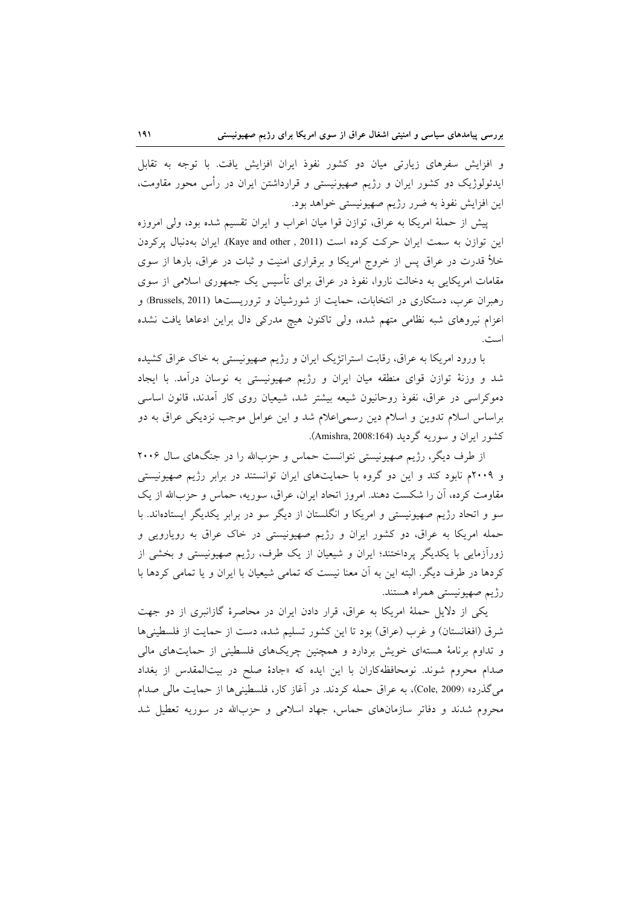و افزایش سفرهای زیارتی میان دو کشور نفوذ ایران افزایش یافت. با توجه به تقابل ایدئولوژیک دو کشور ایران و رژیم صهیونیستی و قرارداشتن ایران در رأس محور مقاومت، این افزایش نفوذ به ضرر رژیم صهیونیستی خواهد بود.

پیش از حملهٔ امریکا به عراق، توازن قوا میان اعراب و ایران تقسیم شده بود، ولی امروزه این توازن به سمت ایران حرکت کرده است (Kaye and other , 2011). ایران به‌دنبال پرکردن خلأ قدرت در عراق پس از خروج امریکا و برقراری امنیت و ثبات در عراق، بارها از سوی مقامات امریکایی به دخالت ناروا، نفوذ در عراق برای تأسیس یک جمهوری اسلامی از سوی رهبران عرب، دستکاری در انتخابات، حمایت از شورشیان و تروریست‌ها (Brussels, 2011) و اعزام نیروهای شبه نظامی متهم شده، ولی تاکنون هیچ مدرکی دال براین ادعاها یافت نشده است.

با ورود امریکا به عراق، رقابت استراتژیک ایران و رژیم صهیونیستی به خاک عراق کشیده شد و وزنهٔ توازن قوای منطقه میان ایران و رژیم صهیونیستی به نوسان درآمد. با ایجاد دموکراسی در عراق، نفوذ روحانیون شیعه بیشتر شد، شیعیان روی کار آمدند، قانون اساسی براساس اسلام تدوین و اسلام دین رسمی‌اعلام شد و این عوامل موجب نزدیکی عراق به دو کشور ایران و سوریه گردید (Amishra, 2008:164).

از طرف دیگر، رژیم صهیونیستی نتوانست حماس و حزب‌الله را در جنگ‌های سال ۲۰۰۶ و ۲۰۰۹م نابود کند و این دو گروه با حمایت‌های ایران توانستند در برابر رژیم صهیونیستی مقاومت کرده، آن را شکست دهند. امروز اتحاد ایران، عراق، سوریه، حماس و حزب‌الله از یک سو و اتحاد رژیم صهیونیستی و امریکا و انگلستان از دیگر سو در برابر یکدیگر ایستاده‌اند. با حمله امریکا به عراق، دو کشور ایران و رژیم صهیونیستی در خاک عراق به رویارویی و زورآزمایی با یکدیگر پرداختند؛ ایران و شیعیان از یک طرف، رژیم صهیونیستی و بخشی از کردها در طرف دیگر. البته این به آن معنا نیست که تمامی شیعیان با ایران و یا تمامی کردها با رژیم صهیونیستی همراه هستند.

یکی از دلایل حملهٔ امریکا به عراق، قرار دادن ایران در محاصرهٔ گازانبری از دو جهت شرق (افغانستان) و غرب (عراق) بود تا این کشور تسلیم شده، دست از حمایت از فلسطینی‌ها و تداوم برنامهٔ هسته‌ای خویش بردارد و همچنین چریک‌های فلسطینی از حمایت‌های مالی صدام محروم شوند. نومحافظه‌کاران با این ایده که «جادهٔ صلح در بیت‌المقدس از بغداد می‌گذرد» (Cole, 2009)، به عراق حمله کردند. در آغاز کار، فلسطینی‌ها از حمایت مالی صدام محروم شدند و دفاتر سازمان‌های حماس، جهاد اسلامی و حزب‌الله در سوریه تعطیل شد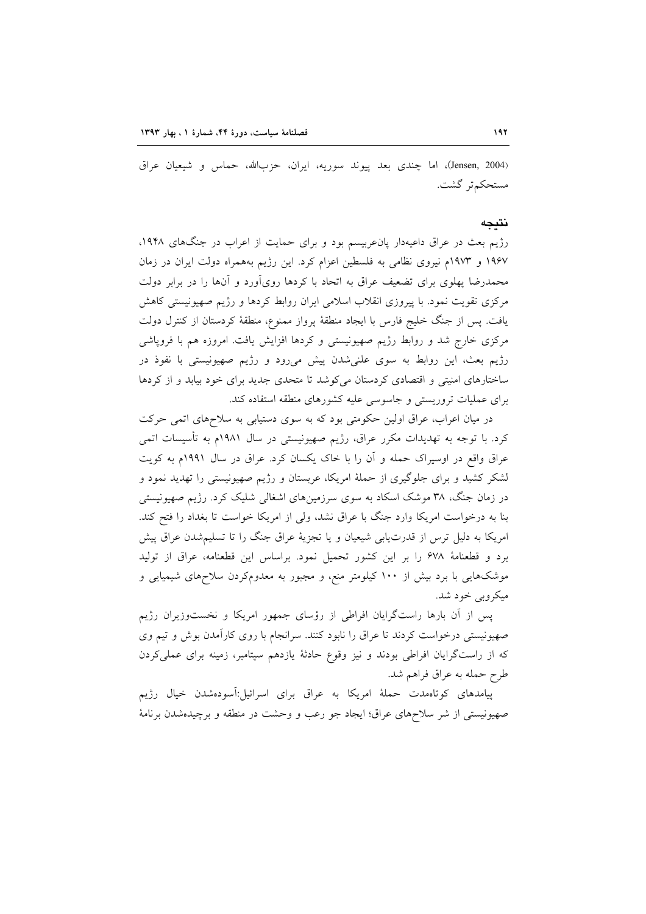(Jensen, 2004)، اما چندی بعد پیوند سوریه، ایران، حزب‌الله، حماس و شیعیان عراق مستحکم‌تر گشت.

## نتیجه

رژیم بعث در عراق داعیه‌دار پان‌عربیسم بود و برای حمایت از اعراب در جنگ‌های ۱۹۴۸، ۱۹۶۷ و ۱۹۷۳م نیروی نظامی به فلسطین اعزام کرد. این رژیم به‌همراه دولت ایران در زمان محمدرضا پهلوی برای تضعیف عراق به اتحاد با کردها روی‌آورد و آن‌ها را در برابر دولت مرکزی تقویت نمود. با پیروزی انقلاب اسلامی ایران روابط کردها و رژیم صهیونیستی کاهش یافت. پس از جنگ خلیج فارس با ایجاد منطقهٔ پرواز ممنوع، منطقهٔ کردستان از کنترل دولت مرکزی خارج شد و روابط رژیم صهیونیستی و کردها افزایش یافت. امروزه هم با فروپاشی رژیم بعث، این روابط به سوی علنی‌شدن پیش می‌رود و رژیم صهیونیستی با نفوذ در ساختارهای امنیتی و اقتصادی کردستان می‌کوشد تا متحدی جدید برای خود بیابد و از کردها برای عملیات تروریستی و جاسوسی علیه کشورهای منطقه استفاده کند.

در میان اعراب، عراق اولین حکومتی بود که به سوی دستیابی به سلاح‌های اتمی حرکت کرد. با توجه به تهدیدات مکرر عراق، رژیم صهیونیستی در سال ۱۹۸۱م به تأسیسات اتمی عراق واقع در اوسیراک حمله و آن را با خاک یکسان کرد. عراق در سال ۱۹۹۱م به کویت لشکر کشید و برای جلوگیری از حملهٔ امریکا، عربستان و رژیم صهیونیستی را تهدید نمود و در زمان جنگ، ۳۸ موشک اسکاد به سوی سرزمین‌های اشغالی شلیک کرد. رژیم صهیونیستی بنا به درخواست امریکا وارد جنگ با عراق نشد، ولی از امریکا خواست تا بغداد را فتح کند. امریکا به دلیل ترس از قدرت‌یابی شیعیان و یا تجزیهٔ عراق جنگ را تا تسلیم‌شدن عراق پیش برد و قطعنامهٔ ۶۷۸ را بر این کشور تحمیل نمود. براساس این قطعنامه، عراق از تولید موشک‌هایی با برد بیش از ۱۰۰ کیلومتر منع، و مجبور به معدوم‌کردن سلاح‌های شیمیایی و میکروبی خود شد.

پس از آن بارها راست‌گرایان افراطی از رؤسای جمهور امریکا و نخست‌وزیران رژیم صهیونیستی درخواست کردند تا عراق را نابود کنند. سرانجام با روی کارآمدن بوش و تیم وی که از راست‌گرایان افراطی بودند و نیز وقوع حادثهٔ یازدهم سپتامبر، زمینه برای عملی‌کردن طرح حمله به عراق فراهم شد.

پیامدهای کوتاه‌مدت حملهٔ امریکا به عراق برای اسرائیل:آسوده‌شدن خیال رژیم صهیونیستی از شر سلاح‌های عراق؛ ایجاد جو رعب و وحشت در منطقه و برچیده‌شدن برنامهٔ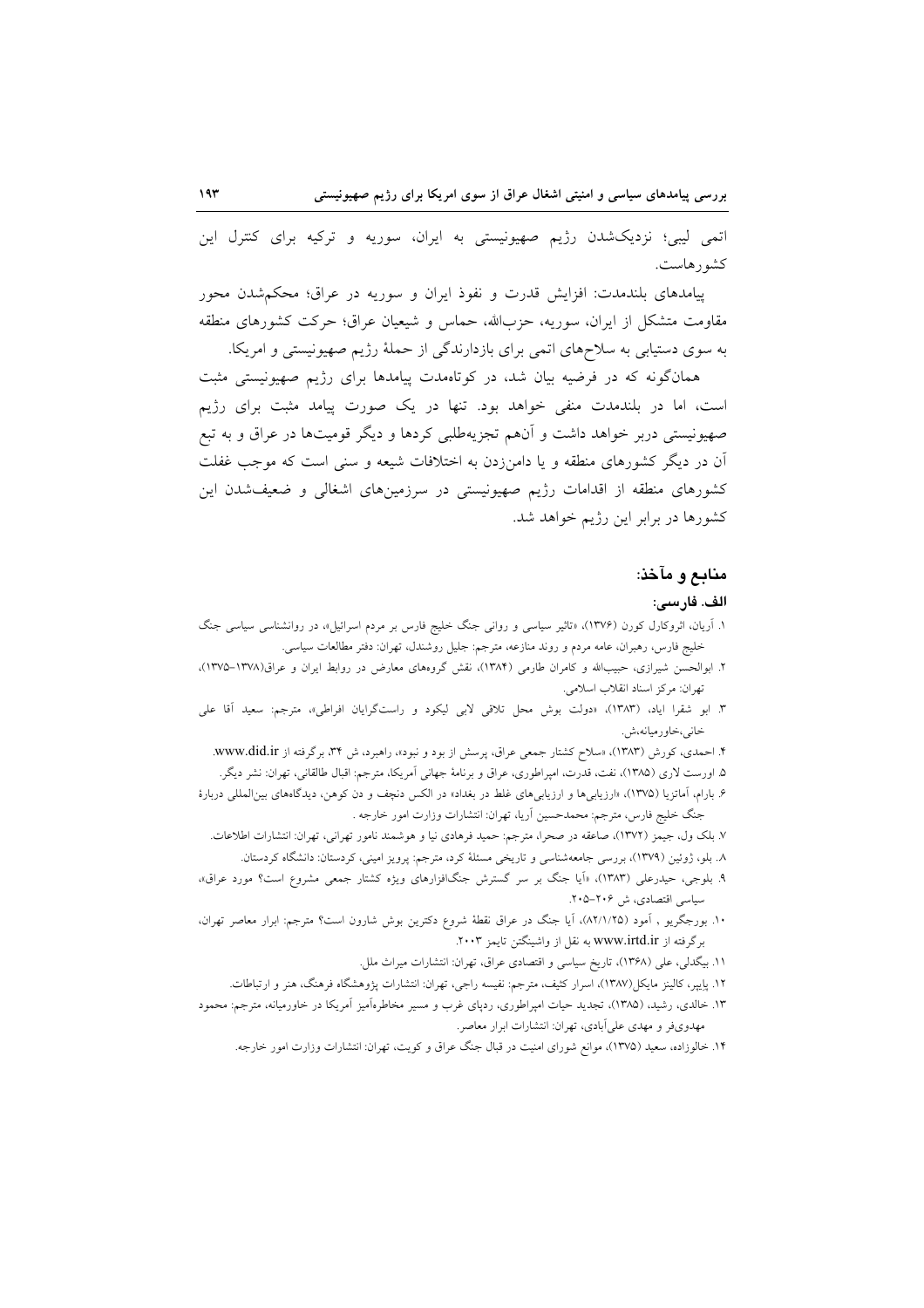اتمی لیبی؛ نزدیک‌شدن رژیم صهیونیستی به ایران، سوریه و ترکیه برای کنترل این کشورهاست.

پیامدهای بلندمدت: افزایش قدرت و نفوذ ایران و سوریه در عراق؛ محکم‌شدن محور مقاومت متشکل از ایران، سوریه، حزب‌الله، حماس و شیعیان عراق؛ حرکت کشورهای منطقه به سوی دستیابی به سلاح‌های اتمی برای بازدارندگی از حملهٔ رژیم صهیونیستی و امریکا.

همان‌گونه که در فرضیه بیان شد، در کوتاه‌مدت پیامدها برای رژیم صهیونیستی مثبت است، اما در بلندمدت منفی خواهد بود. تنها در یک صورت پیامد مثبت برای رژیم صهیونیستی دربر خواهد داشت و آن‌هم تجزیه‌طلبی کردها و دیگر قومیت‌ها در عراق و به تبع آن در دیگر کشورهای منطقه و یا دامن‌زدن به اختلافات شیعه و سنی است که موجب غفلت کشورهای منطقه از اقدامات رژیم صهیونیستی در سرزمین‌های اشغالی و ضعیف‌شدن این کشورها در برابر این رژیم خواهد شد.

## منابع و مآخذ:

### الف. فارسی:

۱. آریان، اتروکارل کورن (۱۳۷۶)، «تاثیر سیاسی و روانی جنگ خلیج فارس بر مردم اسرائیل»، در روانشناسی سیاسی جنگ خلیج فارس، رهبران، عامه مردم و روند منازعه، مترجم: جلیل روشندل، تهران: دفتر مطالعات سیاسی.

۲. ابوالحسن شیرازی، حبیب‌الله و کامران طارمی (۱۳۸۴)، نقش گروه‌های معارض در روابط ایران و عراق(۱۳۷۸-۱۳۷۵)، تهران: مرکز اسناد انقلاب اسلامی.

۳. ابو شقرا اباد، (۱۳۸۳)، «دولت بوش محل تلاقی لابی لیکود و راست‌گرایان افراطی»، مترجم: سعید آقا علی خانی،خاورمیانه،ش.

۴. احمدی، کورش (۱۳۸۳)، «سلاح کشتار جمعی عراق، پرسش از بود و نبود»، راهبرد، ش ۳۴، برگرفته از www.did.ir.

۵. اورست لاری (۱۳۸۵)، نفت، قدرت، امپراطوری، عراق و برنامهٔ جهانی آمریکا، مترجم: اقبال طالقانی، تهران: نشر دیگر.

۶. بارام، آماتزیا (۱۳۷۵)، «ارزیابی‌ها و ارزیابی‌های غلط در بغداد» در الکس دنچف و دن کوهن، دیدگاه‌های بین‌المللی دربارهٔ جنگ خلیج فارس، مترجم: محمدحسین آریا، تهران: انتشارات وزارت امور خارجه .

۷. بلک ول، جیمز (۱۳۷۲)، صاعقه در صحرا، مترجم: حمید فرهادی نیا و هوشمند نامور تهرانی، تهران: انتشارات اطلاعات.

۸. بلو، ژوئین (۱۳۷۹)، بررسی جامعه‌شناسی و تاریخی مسئلهٔ کرد، مترجم: پرویز امینی، کردستان: دانشگاه کردستان.

۹. بلوجی، حیدرعلی (۱۳۸۳)، «آیا جنگ بر سر گسترش جنگ‌افزارهای ویژه کشتار جمعی مشروع است؟ مورد عراق»، سیاسی اقتصادی، ش ۲۰۶-۲۰۵.

۱۰. بورجگربو ، آمود (۸۲/۱/۲۵)، آیا جنگ در عراق نقطهٔ شروع دکترین بوش شارون است؟ مترجم: ابرار معاصر تهران، برگرفته از www.irtd.ir به نقل از واشینگتن تایمز ۲۰۰۳.

۱۱. بیگدلی، علی (۱۳۶۸)، تاریخ سیاسی و اقتصادی عراق، تهران: انتشارات میراث ملل.

۱۲. پاییر، کالینز مایکل(۱۳۸۷)، اسرار کثیف، مترجم: نفیسه راجی، تهران: انتشارات پژوهشگاه فرهنگ، هنر و ارتباطات.

۱۳. خالدی، رشید، (۱۳۸۵)، تجدید حیات امپراطوری، ردپای غرب و مسیر مخاطره‌آمیز آمریکا در خاورمیانه، مترجم: محمود مهدوی‌فر و مهدی علی‌آبادی، تهران: انتشارات ابرار معاصر.

۱۴. خالوزاده، سعید (۱۳۷۵)، موانع شورای امنیت در قبال جنگ عراق و کویت، تهران: انتشارات وزارت امور خارجه.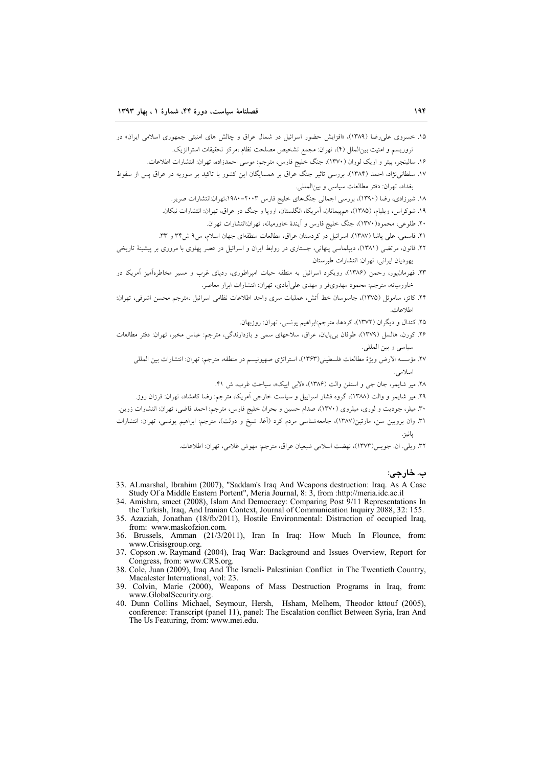۱۵. خسروی علی‌رضا (۱۳۸۹)، «افزایش حضور اسرائیل در شمال عراق و چالش های امنیتی جمهوری اسلامی ایران» در تروریسم و امنیت بین‌الملل (۴)، تهران: مجمع تشخیص مصلحت نظام ،مرکز تحقیقات استراتژیک.

۱۶. سالینجر، پیتر و اریک لوران (۱۳۷۰)، جنگ خلیج فارس، مترجم: موسی احمدزاده، تهران: انتشارات اطلاعات.

۱۷. سلطانی‌نژاد، احمد (۱۳۸۴)، بررسی تاثیر جنگ عراق بر همسایگان این کشور با تاکید بر سوریه در عراق پس از سقوط بغداد، تهران: دفتر مطالعات سیاسی و بین‌المللی.

۱۸. شیرزادی، رضا (۱۳۹۰)، بررسی اجمالی جنگ‌های خلیج فارس ۲۰۰۳-۱۹۸۰،تهران:انتشارات صریر.

۱۹. شوکراس، ویلیام، (۱۳۸۵)، هم‌پیمانان، آمریکا، انگلستان، اروپا و جنگ در عراق، تهران: انتشارات نیکان.

۲۰. طلوعی، محمود(۱۳۷۰)، جنگ خلیج فارس و آیندهٔ خاورمیانه، تهران:انتشارات تهران.

۲۱. قاسمی، علی پاشا (۱۳۸۷)، اسرائیل در کردستان عراق، مطالعات منطقه‌ای جهان اسلام، س۹ ش۳۴ و ۳۳.

۲۲. قانون، مرتضی (۱۳۸۱)، دیپلماسی پنهانی، جستاری در روابط ایران و اسرائیل در عصر پهلوی با مروری بر پیشینهٔ تاریخی یهودیان ایرانی، تهران: انتشارات طبرستان.

۲۳. قهرمان‌پور، رحمن (۱۳۸۶)، رویکرد اسرائیل به منطقه حیات امپراطوری، ردپای غرب و مسیر مخاطره‌آمیز آمریکا در خاورمیانه، مترجم: محمود مهدوی‌فر و مهدی علی‌آبادی، تهران: انتشارات ابرار معاصر.

۲۴. کاتز، ساموئل (۱۳۷۵)، جاسوسان خط آتش، عملیات سری واحد اطلاعات نظامی اسرائیل ،مترجم محسن اشرفی، تهران: اطلاعات.

۲۵. کندال و دیگران (۱۳۷۲)، کردها، مترجم:ابراهیم یونسی، تهران: روزبهان.

۲۶. کورن، هالسل (۱۳۷۹)، طوفان بی‌پایان، عراق، سلاحهای سمی و بازدارندگی، مترجم: عباس مخبر، تهران: دفتر مطالعات سیاسی و بین المللی.

۲۷. مؤسسه الارض ویژهٔ مطالعات فلسطینی(۱۳۶۳)، استراتژی صهیونیسم در منطقه، مترجم: تهران: انتشارات بین المللی اسلامی.

۲۸. میر شایمر، جان جی و استفن والت (۱۳۸۶)، «لابی ایپک»، سیاحت غرب، ش ۴۱.

۲۹. میر شایمر و والت (۱۳۸۸)، گروه فشار اسراییل و سیاست خارجی آمریکا، مترجم: رضا کامشاد، تهران: فرزان روز.

۳۰. میلر، جودیت و لوری، میلروی (۱۳۷۰)، صدام حسین و بحران خلیج فارس، مترجم: احمد قاضی، تهران: انتشارات زرین.

۳۱. وان بروین سن، مارتین(۱۳۸۷)، جامعه‌شناسی مردم کرد (آغا، شیخ و دولت)، مترجم: ابراهیم یونسی، تهران: انتشارات پانیز.

۳۲. ویلی. ان. جویس(۱۳۷۳)، نهضت اسلامی شیعیان عراق، مترجم: مهوش غلامی، تهران: اطلاعات.

## ب. خارجی:

33. ALmarshal, Ibrahim (2007), "Saddam's Iraq And Weapons destruction: Iraq. As A Case Study Of a Middle Eastern Portent", Meria Journal, 8: 3, from :http://meria.idc.ac.il
34. Amishra, smeet (2008), Islam And Democracy: Comparing Post 9/11 Representations In the Turkish, Iraq, And Iranian Context, Journal of Communication Inquiry 2088, 32: 155.
35. Azaziah, Jonathan (18/fb/2011), Hostile Environmental: Distraction of occupied Iraq, from: www.maskofzion.com.
36. Brussels, Amman (21/3/2011), Iran In Iraq: How Much In Flounce, from: www.Crisisgroup.org.
37. Copson .w. Raymand (2004), Iraq War: Background and Issues Overview, Report for Congress, from: www.CRS.org.
38. Cole, Juan (2009), Iraq And The Israeli- Palestinian Conflict in The Twentieth Country, Macalester International, vol: 23.
39. Colvin, Marie (2000), Weapons of Mass Destruction Programs in Iraq, from: www.GlobalSecurity.org.
40. Dunn Collins Michael, Seymour, Hersh, Hsham, Melhem, Theodor kttouf (2005), conference: Transcript (panel 11), panel: The Escalation conflict Between Syria, Iran And The Us Featuring, from: www.mei.edu.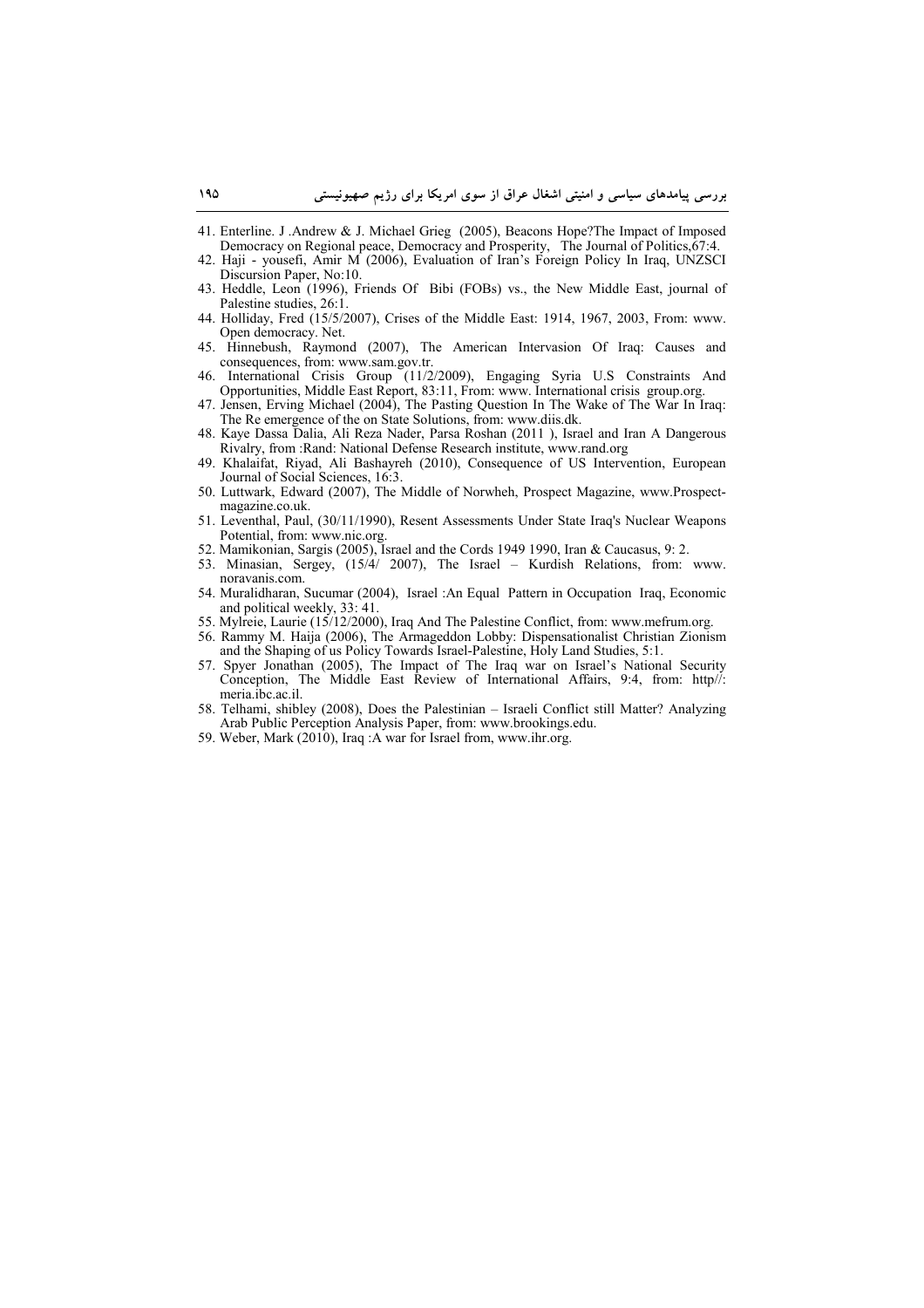41. Enterline. J .Andrew & J. Michael Grieg (2005), Beacons Hope?The Impact of Imposed Democracy on Regional peace, Democracy and Prosperity, The Journal of Politics,67:4.
42. Haji - yousefi, Amir M (2006), Evaluation of Iran's Foreign Policy In Iraq, UNZSCI Discursion Paper, No:10.
43. Heddle, Leon (1996), Friends Of Bibi (FOBs) vs., the New Middle East, journal of Palestine studies, 26:1.
44. Holliday, Fred (15/5/2007), Crises of the Middle East: 1914, 1967, 2003, From: www. Open democracy. Net.
45. Hinnebush, Raymond (2007), The American Intervasion Of Iraq: Causes and consequences, from: www.sam.gov.tr.
46. International Crisis Group (11/2/2009), Engaging Syria U.S Constraints And Opportunities, Middle East Report, 83:11, From: www. International crisis group.org.
47. Jensen, Erving Michael (2004), The Pasting Question In The Wake of The War In Iraq: The Re emergence of the on State Solutions, from: www.diis.dk.
48. Kaye Dassa Dalia, Ali Reza Nader, Parsa Roshan (2011 ), Israel and Iran A Dangerous Rivalry, from :Rand: National Defense Research institute, www.rand.org
49. Khalaifat, Riyad, Ali Bashayreh (2010), Consequence of US Intervention, European Journal of Social Sciences, 16:3.
50. Luttwark, Edward (2007), The Middle of Norwheh, Prospect Magazine, www.Prospect-magazine.co.uk.
51. Leventhal, Paul, (30/11/1990), Resent Assessments Under State Iraq's Nuclear Weapons Potential, from: www.nic.org.
52. Mamikonian, Sargis (2005), Israel and the Cords 1949 1990, Iran & Caucasus, 9: 2.
53. Minasian, Sergey, (15/4/ 2007), The Israel – Kurdish Relations, from: www. noravanis.com.
54. Muralidharan, Sucumar (2004), Israel :An Equal Pattern in Occupation Iraq, Economic and political weekly, 33: 41.
55. Mylreie, Laurie (15/12/2000), Iraq And The Palestine Conflict, from: www.mefrum.org.
56. Rammy M. Haija (2006), The Armageddon Lobby: Dispensationalist Christian Zionism and the Shaping of us Policy Towards Israel-Palestine, Holy Land Studies, 5:1.
57. Spyer Jonathan (2005), The Impact of The Iraq war on Israel's National Security Conception, The Middle East Review of International Affairs, 9:4, from: http//: meria.ibc.ac.il.
58. Telhami, shibley (2008), Does the Palestinian – Israeli Conflict still Matter? Analyzing Arab Public Perception Analysis Paper, from: www.brookings.edu.
59. Weber, Mark (2010), Iraq :A war for Israel from, www.ihr.org.